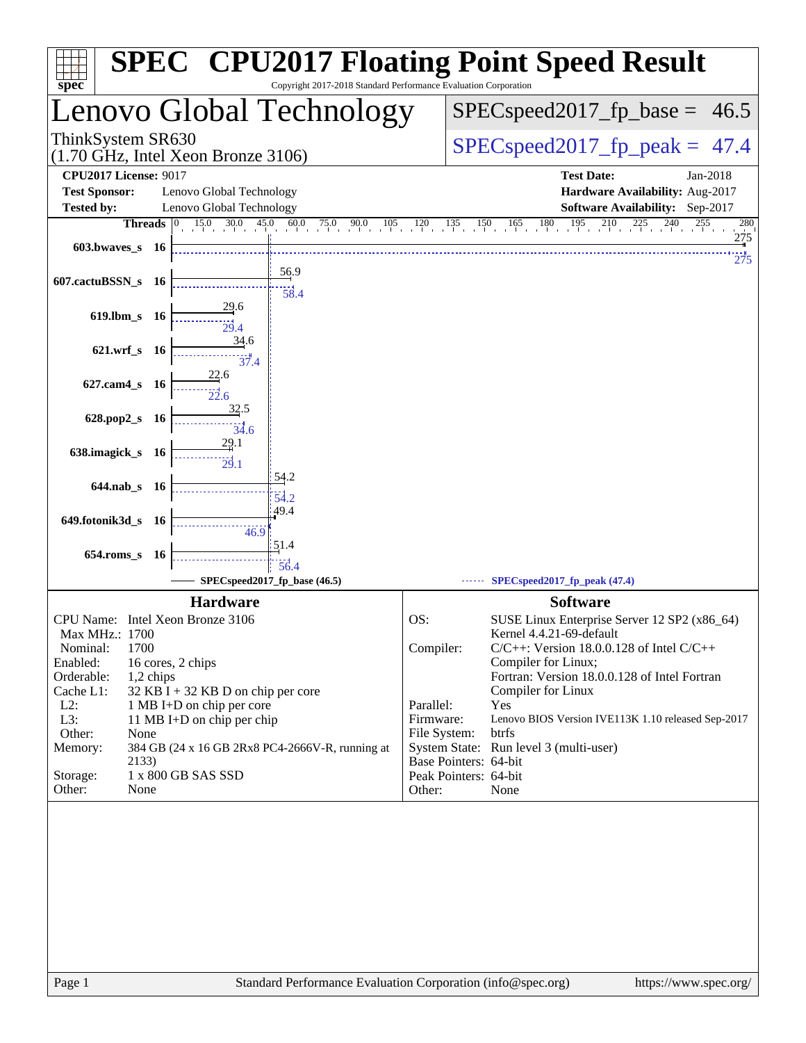# SPEC CPU2017 Floating Point Speed Result

Copyright 2017-2018 Standard Performance Evaluation Corporation

## Lenovo Global Technology

ThinkSystem SR630
(1.70 GHz, Intel Xeon Bronze 3106)

SPECspeed2017_fp_base = 46.5

SPECspeed2017_fp_peak = 47.4

| | | | |
|---|---|---|---|
| **CPU2017 License:** | 9017 | **Test Date:** | Jan-2018 |
| **Test Sponsor:** | Lenovo Global Technology | **Hardware Availability:** | Aug-2017 |
| **Tested by:** | Lenovo Global Technology | **Software Availability:** | Sep-2017 |

| Benchmark | Threads | Base | Peak |
|---|---|---|---|
| 603.bwaves_s | 16 | 275 | 275 |
| 607.cactuBSSN_s | 16 | 56.9 | 58.4 |
| 619.lbm_s | 16 | 29.6 | 29.4 |
| 621.wrf_s | 16 | 34.6 | 37.4 |
| 627.cam4_s | 16 | 22.6 | 22.6 |
| 628.pop2_s | 16 | 32.5 | 34.6 |
| 638.imagick_s | 16 | 29.1 | 29.1 |
| 644.nab_s | 16 | 54.2 | 54.2 |
| 649.fotonik3d_s | 16 | 49.4 | 46.9 |
| 654.roms_s | 16 | 51.4 | 56.4 |

SPECspeed2017_fp_base (46.5) — SPECspeed2017_fp_peak (47.4)

### Hardware

| | |
|---|---|
| CPU Name: | Intel Xeon Bronze 3106 |
| Max MHz.: | 1700 |
| Nominal: | 1700 |
| Enabled: | 16 cores, 2 chips |
| Orderable: | 1,2 chips |
| Cache L1: | 32 KB I + 32 KB D on chip per core |
| L2: | 1 MB I+D on chip per core |
| L3: | 11 MB I+D on chip per chip |
| Other: | None |
| Memory: | 384 GB (24 x 16 GB 2Rx8 PC4-2666V-R, running at 2133) |
| Storage: | 1 x 800 GB SAS SSD |
| Other: | None |

### Software

| | |
|---|---|
| OS: | SUSE Linux Enterprise Server 12 SP2 (x86_64) Kernel 4.4.21-69-default |
| Compiler: | C/C++: Version 18.0.0.128 of Intel C/C++ Compiler for Linux; Fortran: Version 18.0.0.128 of Intel Fortran Compiler for Linux |
| Parallel: | Yes |
| Firmware: | Lenovo BIOS Version IVE113K 1.10 released Sep-2017 |
| File System: | btrfs |
| System State: | Run level 3 (multi-user) |
| Base Pointers: | 64-bit |
| Peak Pointers: | 64-bit |
| Other: | None |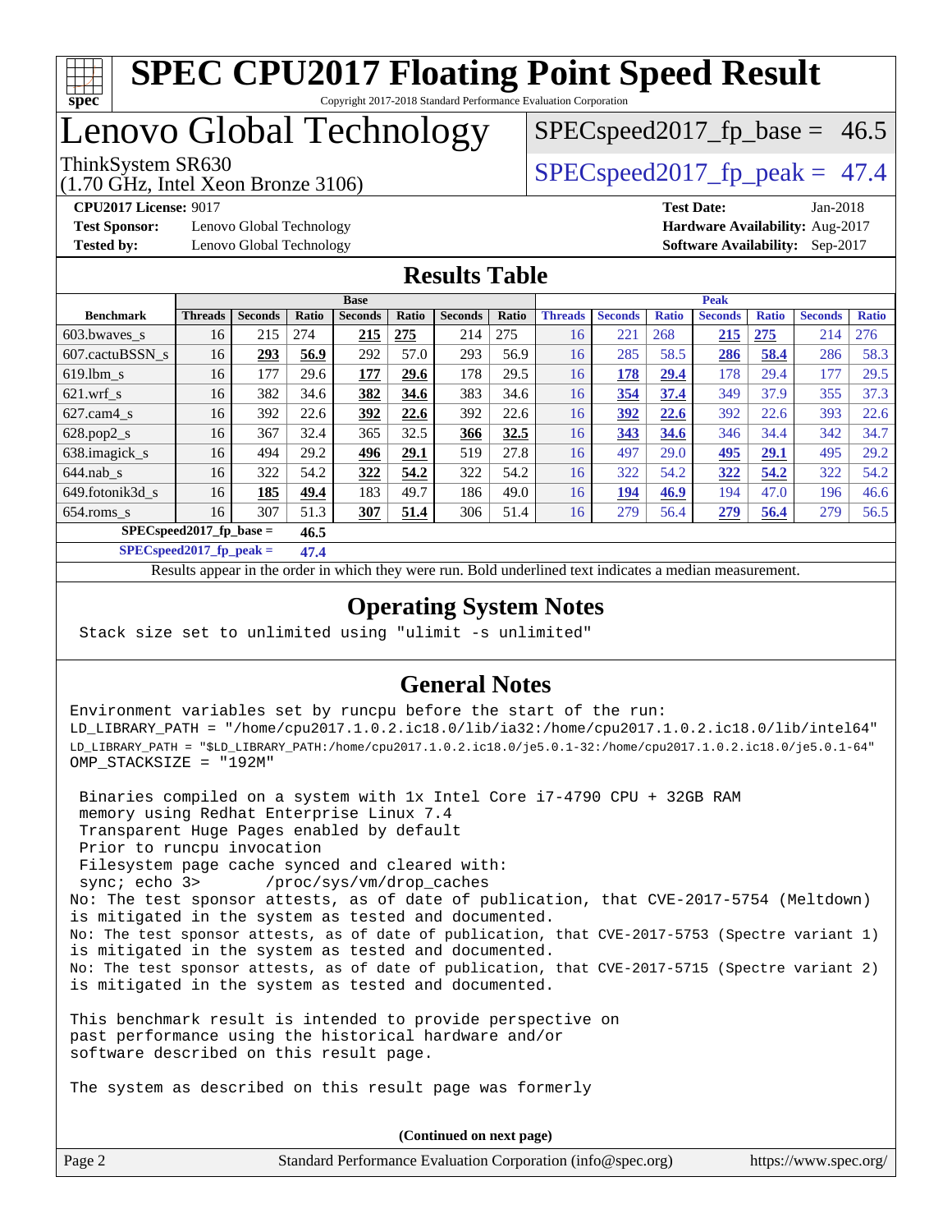# SPEC CPU2017 Floating Point Speed Result

Copyright 2017-2018 Standard Performance Evaluation Corporation

# Lenovo Global Technology

ThinkSystem SR630
(1.70 GHz, Intel Xeon Bronze 3106)

SPECspeed2017_fp_base = 46.5

SPECspeed2017_fp_peak = 47.4

**CPU2017 License:** 9017
**Test Sponsor:** Lenovo Global Technology
**Tested by:** Lenovo Global Technology

**Test Date:** Jan-2018
**Hardware Availability:** Aug-2017
**Software Availability:** Sep-2017

## Results Table

| | Base | | | | | | | Peak | | | | | | |
|---|---|---|---|---|---|---|---|---|---|---|---|---|---|---|
| **Benchmark** | **Threads** | **Seconds** | **Ratio** | **Seconds** | **Ratio** | **Seconds** | **Ratio** | **Threads** | **Seconds** | **Ratio** | **Seconds** | **Ratio** | **Seconds** | **Ratio** |
| 603.bwaves_s | 16 | 215 | 274 | **215** | **275** | 214 | 275 | 16 | 221 | 268 | **215** | **275** | 214 | 276 |
| 607.cactuBSSN_s | 16 | **293** | **56.9** | 292 | 57.0 | 293 | 56.9 | 16 | 285 | 58.5 | **286** | **58.4** | 286 | 58.3 |
| 619.lbm_s | 16 | 177 | 29.6 | **177** | **29.6** | 178 | 29.5 | 16 | **178** | **29.4** | 178 | 29.4 | 177 | 29.5 |
| 621.wrf_s | 16 | 382 | 34.6 | **382** | **34.6** | 383 | 34.6 | 16 | **354** | **37.4** | 349 | 37.9 | 355 | 37.3 |
| 627.cam4_s | 16 | 392 | 22.6 | **392** | **22.6** | 392 | 22.6 | 16 | **392** | **22.6** | 392 | 22.6 | 393 | 22.6 |
| 628.pop2_s | 16 | 367 | 32.4 | 365 | 32.5 | **366** | **32.5** | 16 | **343** | **34.6** | 346 | 34.4 | 342 | 34.7 |
| 638.imagick_s | 16 | 494 | 29.2 | **496** | **29.1** | 519 | 27.8 | 16 | 497 | 29.0 | **495** | **29.1** | 495 | 29.2 |
| 644.nab_s | 16 | 322 | 54.2 | **322** | **54.2** | 322 | 54.2 | 16 | 322 | 54.2 | **322** | **54.2** | 322 | 54.2 |
| 649.fotonik3d_s | 16 | **185** | **49.4** | 183 | 49.7 | 186 | 49.0 | 16 | **194** | **46.9** | 194 | 47.0 | 196 | 46.6 |
| 654.roms_s | 16 | 307 | 51.3 | **307** | **51.4** | 306 | 51.4 | 16 | 279 | 56.4 | **279** | **56.4** | 279 | 56.5 |

**SPECspeed2017_fp_base = 46.5**

**SPECspeed2017_fp_peak = 47.4**

Results appear in the order in which they were run. Bold underlined text indicates a median measurement.

## Operating System Notes

```
Stack size set to unlimited using "ulimit -s unlimited"
```

## General Notes

```
Environment variables set by runcpu before the start of the run:
LD_LIBRARY_PATH = "/home/cpu2017.1.0.2.ic18.0/lib/ia32:/home/cpu2017.1.0.2.ic18.0/lib/intel64"
LD_LIBRARY_PATH = "$LD_LIBRARY_PATH:/home/cpu2017.1.0.2.ic18.0/je5.0.1-32:/home/cpu2017.1.0.2.ic18.0/je5.0.1-64"
OMP_STACKSIZE = "192M"

 Binaries compiled on a system with 1x Intel Core i7-4790 CPU + 32GB RAM
 memory using Redhat Enterprise Linux 7.4
 Transparent Huge Pages enabled by default
 Prior to runcpu invocation
 Filesystem page cache synced and cleared with:
 sync; echo 3>       /proc/sys/vm/drop_caches
No: The test sponsor attests, as of date of publication, that CVE-2017-5754 (Meltdown)
is mitigated in the system as tested and documented.
No: The test sponsor attests, as of date of publication, that CVE-2017-5753 (Spectre variant 1)
is mitigated in the system as tested and documented.
No: The test sponsor attests, as of date of publication, that CVE-2017-5715 (Spectre variant 2)
is mitigated in the system as tested and documented.

This benchmark result is intended to provide perspective on
past performance using the historical hardware and/or
software described on this result page.

The system as described on this result page was formerly
```

**(Continued on next page)**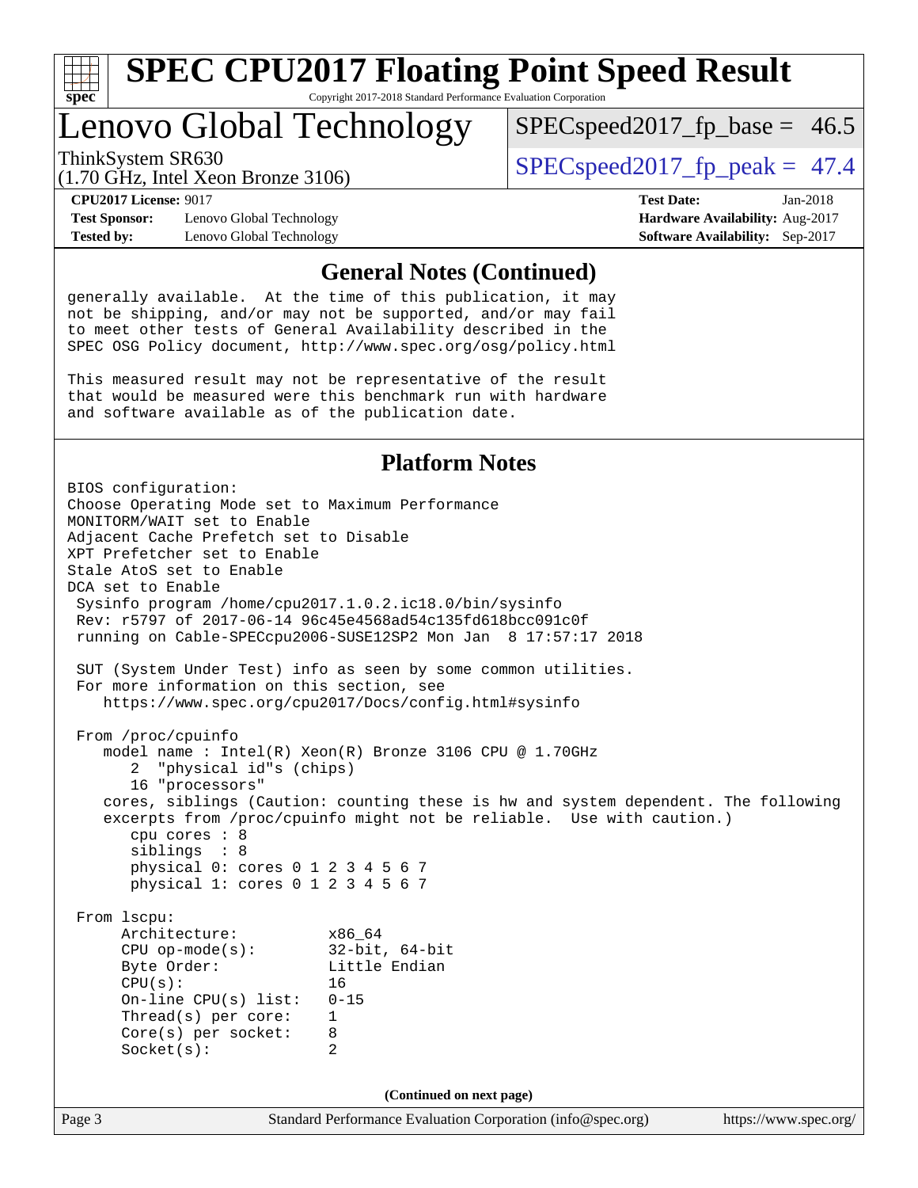## General Notes (Continued)

generally available. At the time of this publication, it may not be shipping, and/or may not be supported, and/or may fail to meet other tests of General Availability described in the SPEC OSG Policy document, http://www.spec.org/osg/policy.html

This measured result may not be representative of the result that would be measured were this benchmark run with hardware and software available as of the publication date.

## Platform Notes

```
BIOS configuration:
Choose Operating Mode set to Maximum Performance
MONITORM/WAIT set to Enable
Adjacent Cache Prefetch set to Disable
XPT Prefetcher set to Enable
Stale AtoS set to Enable
DCA set to Enable
 Sysinfo program /home/cpu2017.1.0.2.ic18.0/bin/sysinfo
 Rev: r5797 of 2017-06-14 96c45e4568ad54c135fd618bcc091c0f
 running on Cable-SPECcpu2006-SUSE12SP2 Mon Jan  8 17:57:17 2018

 SUT (System Under Test) info as seen by some common utilities.
 For more information on this section, see
    https://www.spec.org/cpu2017/Docs/config.html#sysinfo

 From /proc/cpuinfo
    model name : Intel(R) Xeon(R) Bronze 3106 CPU @ 1.70GHz
       2  "physical id"s (chips)
       16 "processors"
    cores, siblings (Caution: counting these is hw and system dependent. The following
    excerpts from /proc/cpuinfo might not be reliable.  Use with caution.)
       cpu cores : 8
       siblings  : 8
       physical 0: cores 0 1 2 3 4 5 6 7
       physical 1: cores 0 1 2 3 4 5 6 7

 From lscpu:
      Architecture:          x86_64
      CPU op-mode(s):        32-bit, 64-bit
      Byte Order:            Little Endian
      CPU(s):                16
      On-line CPU(s) list:   0-15
      Thread(s) per core:    1
      Core(s) per socket:    8
      Socket(s):             2
```

(Continued on next page)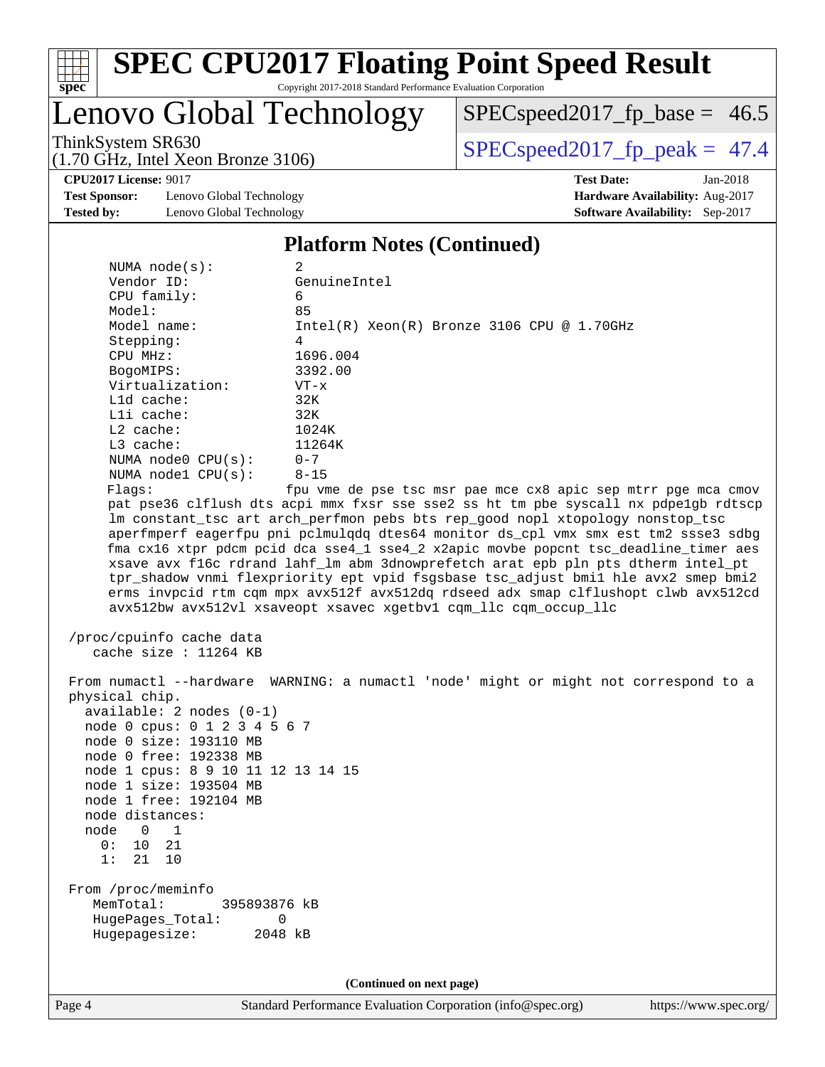# SPEC CPU2017 Floating Point Speed Result

Copyright 2017-2018 Standard Performance Evaluation Corporation

## Lenovo Global Technology

ThinkSystem SR630
(1.70 GHz, Intel Xeon Bronze 3106)

SPECspeed2017_fp_base = 46.5

SPECspeed2017_fp_peak = 47.4

**CPU2017 License:** 9017
**Test Sponsor:** Lenovo Global Technology
**Tested by:** Lenovo Global Technology

**Test Date:** Jan-2018
**Hardware Availability:** Aug-2017
**Software Availability:** Sep-2017

### Platform Notes (Continued)

```
     NUMA node(s):          2
     Vendor ID:             GenuineIntel
     CPU family:            6
     Model:                 85
     Model name:            Intel(R) Xeon(R) Bronze 3106 CPU @ 1.70GHz
     Stepping:              4
     CPU MHz:               1696.004
     BogoMIPS:              3392.00
     Virtualization:        VT-x
     L1d cache:             32K
     L1i cache:             32K
     L2 cache:              1024K
     L3 cache:              11264K
     NUMA node0 CPU(s):     0-7
     NUMA node1 CPU(s):     8-15
     Flags:                 fpu vme de pse tsc msr pae mce cx8 apic sep mtrr pge mca cmov
     pat pse36 clflush dts acpi mmx fxsr sse sse2 ss ht tm pbe syscall nx pdpe1gb rdtscp
     lm constant_tsc art arch_perfmon pebs bts rep_good nopl xtopology nonstop_tsc
     aperfmperf eagerfpu pni pclmulqdq dtes64 monitor ds_cpl vmx smx est tm2 ssse3 sdbg
     fma cx16 xtpr pdcm pcid dca sse4_1 sse4_2 x2apic movbe popcnt tsc_deadline_timer aes
     xsave avx f16c rdrand lahf_lm abm 3dnowprefetch arat epb pln pts dtherm intel_pt
     tpr_shadow vnmi flexpriority ept vpid fsgsbase tsc_adjust bmi1 hle avx2 smep bmi2
     erms invpcid rtm cqm mpx avx512f avx512dq rdseed adx smap clflushopt clwb avx512cd
     avx512bw avx512vl xsaveopt xsavec xgetbv1 cqm_llc cqm_occup_llc

 /proc/cpuinfo cache data
    cache size : 11264 KB

 From numactl --hardware  WARNING: a numactl 'node' might or might not correspond to a
 physical chip.
   available: 2 nodes (0-1)
   node 0 cpus: 0 1 2 3 4 5 6 7
   node 0 size: 193110 MB
   node 0 free: 192338 MB
   node 1 cpus: 8 9 10 11 12 13 14 15
   node 1 size: 193504 MB
   node 1 free: 192104 MB
   node distances:
   node   0   1
     0:  10  21
     1:  21  10

 From /proc/meminfo
    MemTotal:       395893876 kB
    HugePages_Total:       0
    Hugepagesize:       2048 kB
```

(Continued on next page)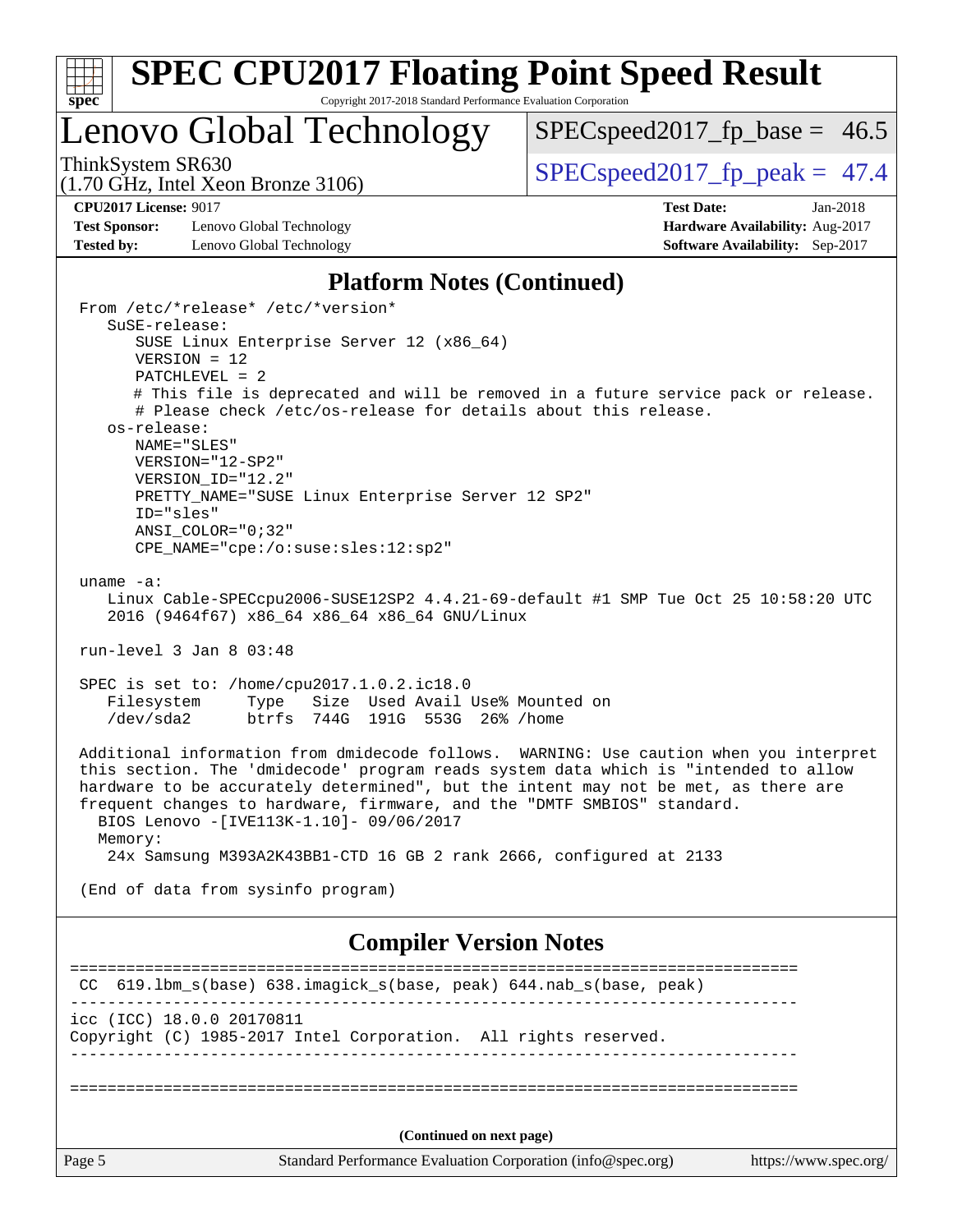## Platform Notes (Continued)

```
From /etc/*release* /etc/*version*
   SuSE-release:
      SUSE Linux Enterprise Server 12 (x86_64)
      VERSION = 12
      PATCHLEVEL = 2
      # This file is deprecated and will be removed in a future service pack or release.
      # Please check /etc/os-release for details about this release.
   os-release:
      NAME="SLES"
      VERSION="12-SP2"
      VERSION_ID="12.2"
      PRETTY_NAME="SUSE Linux Enterprise Server 12 SP2"
      ID="sles"
      ANSI_COLOR="0;32"
      CPE_NAME="cpe:/o:suse:sles:12:sp2"

uname -a:
   Linux Cable-SPECcpu2006-SUSE12SP2 4.4.21-69-default #1 SMP Tue Oct 25 10:58:20 UTC
   2016 (9464f67) x86_64 x86_64 x86_64 GNU/Linux

run-level 3 Jan 8 03:48

SPEC is set to: /home/cpu2017.1.0.2.ic18.0
   Filesystem     Type   Size  Used Avail Use% Mounted on
   /dev/sda2      btrfs  744G  191G  553G  26% /home

Additional information from dmidecode follows.  WARNING: Use caution when you interpret
this section. The 'dmidecode' program reads system data which is "intended to allow
hardware to be accurately determined", but the intent may not be met, as there are
frequent changes to hardware, firmware, and the "DMTF SMBIOS" standard.
  BIOS Lenovo -[IVE113K-1.10]- 09/06/2017
  Memory:
   24x Samsung M393A2K43BB1-CTD 16 GB 2 rank 2666, configured at 2133

(End of data from sysinfo program)
```

## Compiler Version Notes

```
==============================================================================
 CC  619.lbm_s(base) 638.imagick_s(base, peak) 644.nab_s(base, peak)
------------------------------------------------------------------------------
icc (ICC) 18.0.0 20170811
Copyright (C) 1985-2017 Intel Corporation.  All rights reserved.
------------------------------------------------------------------------------

==============================================================================
```

(Continued on next page)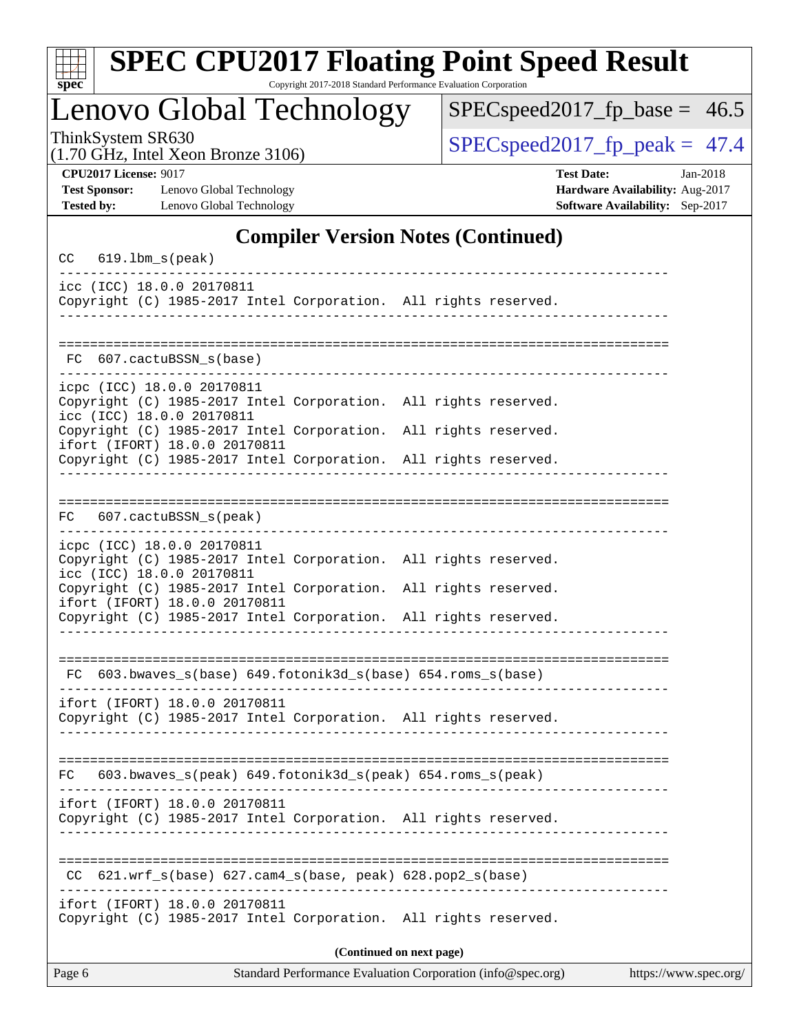# SPEC CPU2017 Floating Point Speed Result

Copyright 2017-2018 Standard Performance Evaluation Corporation

## Lenovo Global Technology

ThinkSystem SR630
(1.70 GHz, Intel Xeon Bronze 3106)

SPECspeed2017_fp_base = 46.5

SPECspeed2017_fp_peak = 47.4

**CPU2017 License:** 9017
**Test Sponsor:** Lenovo Global Technology
**Tested by:** Lenovo Global Technology

**Test Date:** Jan-2018
**Hardware Availability:** Aug-2017
**Software Availability:** Sep-2017

### Compiler Version Notes (Continued)

```
CC  619.lbm_s(peak)
------------------------------------------------------------------------------
icc (ICC) 18.0.0 20170811
Copyright (C) 1985-2017 Intel Corporation.  All rights reserved.
------------------------------------------------------------------------------

==============================================================================
 FC  607.cactuBSSN_s(base)
------------------------------------------------------------------------------
icpc (ICC) 18.0.0 20170811
Copyright (C) 1985-2017 Intel Corporation.  All rights reserved.
icc (ICC) 18.0.0 20170811
Copyright (C) 1985-2017 Intel Corporation.  All rights reserved.
ifort (IFORT) 18.0.0 20170811
Copyright (C) 1985-2017 Intel Corporation.  All rights reserved.
------------------------------------------------------------------------------

==============================================================================
FC  607.cactuBSSN_s(peak)
------------------------------------------------------------------------------
icpc (ICC) 18.0.0 20170811
Copyright (C) 1985-2017 Intel Corporation.  All rights reserved.
icc (ICC) 18.0.0 20170811
Copyright (C) 1985-2017 Intel Corporation.  All rights reserved.
ifort (IFORT) 18.0.0 20170811
Copyright (C) 1985-2017 Intel Corporation.  All rights reserved.
------------------------------------------------------------------------------

==============================================================================
 FC  603.bwaves_s(base) 649.fotonik3d_s(base) 654.roms_s(base)
------------------------------------------------------------------------------
ifort (IFORT) 18.0.0 20170811
Copyright (C) 1985-2017 Intel Corporation.  All rights reserved.
------------------------------------------------------------------------------

==============================================================================
FC  603.bwaves_s(peak) 649.fotonik3d_s(peak) 654.roms_s(peak)
------------------------------------------------------------------------------
ifort (IFORT) 18.0.0 20170811
Copyright (C) 1985-2017 Intel Corporation.  All rights reserved.
------------------------------------------------------------------------------

==============================================================================
 CC  621.wrf_s(base) 627.cam4_s(base, peak) 628.pop2_s(base)
------------------------------------------------------------------------------
ifort (IFORT) 18.0.0 20170811
Copyright (C) 1985-2017 Intel Corporation.  All rights reserved.
```

**(Continued on next page)**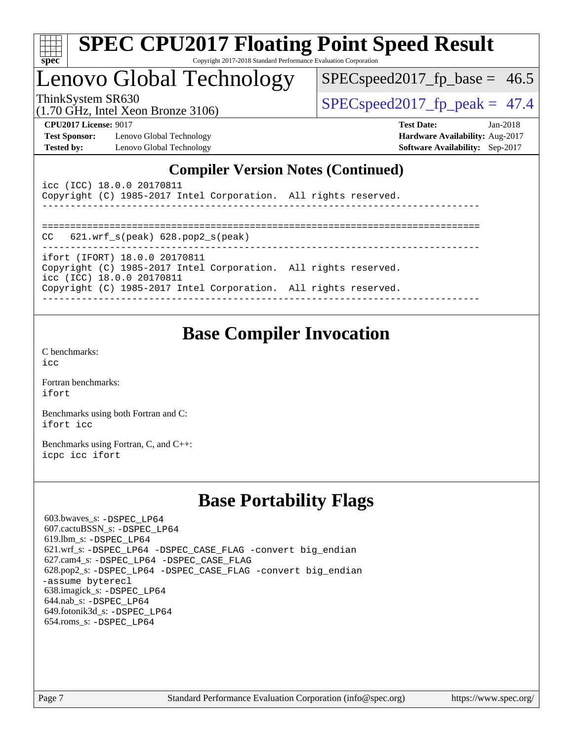## Compiler Version Notes (Continued)

```
icc (ICC) 18.0.0 20170811
Copyright (C) 1985-2017 Intel Corporation.  All rights reserved.
------------------------------------------------------------------------------

==============================================================================
CC   621.wrf_s(peak) 628.pop2_s(peak)
------------------------------------------------------------------------------
ifort (IFORT) 18.0.0 20170811
Copyright (C) 1985-2017 Intel Corporation.  All rights reserved.
icc (ICC) 18.0.0 20170811
Copyright (C) 1985-2017 Intel Corporation.  All rights reserved.
------------------------------------------------------------------------------
```

## Base Compiler Invocation

C benchmarks:
`icc`

Fortran benchmarks:
`ifort`

Benchmarks using both Fortran and C:
`ifort icc`

Benchmarks using Fortran, C, and C++:
`icpc icc ifort`

## Base Portability Flags

603.bwaves_s: `-DSPEC_LP64`
607.cactuBSSN_s: `-DSPEC_LP64`
619.lbm_s: `-DSPEC_LP64`
621.wrf_s: `-DSPEC_LP64 -DSPEC_CASE_FLAG -convert big_endian`
627.cam4_s: `-DSPEC_LP64 -DSPEC_CASE_FLAG`
628.pop2_s: `-DSPEC_LP64 -DSPEC_CASE_FLAG -convert big_endian -assume byterecl`
638.imagick_s: `-DSPEC_LP64`
644.nab_s: `-DSPEC_LP64`
649.fotonik3d_s: `-DSPEC_LP64`
654.roms_s: `-DSPEC_LP64`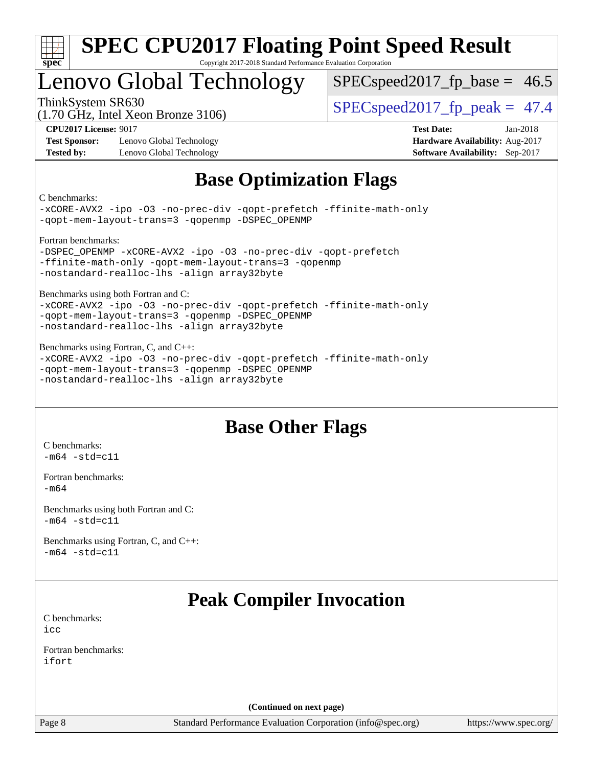## Base Optimization Flags

C benchmarks:
```
-xCORE-AVX2 -ipo -O3 -no-prec-div -qopt-prefetch -ffinite-math-only
-qopt-mem-layout-trans=3 -qopenmp -DSPEC_OPENMP
```

Fortran benchmarks:
```
-DSPEC_OPENMP -xCORE-AVX2 -ipo -O3 -no-prec-div -qopt-prefetch
-ffinite-math-only -qopt-mem-layout-trans=3 -qopenmp
-nostandard-realloc-lhs -align array32byte
```

Benchmarks using both Fortran and C:
```
-xCORE-AVX2 -ipo -O3 -no-prec-div -qopt-prefetch -ffinite-math-only
-qopt-mem-layout-trans=3 -qopenmp -DSPEC_OPENMP
-nostandard-realloc-lhs -align array32byte
```

Benchmarks using Fortran, C, and C++:
```
-xCORE-AVX2 -ipo -O3 -no-prec-div -qopt-prefetch -ffinite-math-only
-qopt-mem-layout-trans=3 -qopenmp -DSPEC_OPENMP
-nostandard-realloc-lhs -align array32byte
```

## Base Other Flags

C benchmarks:
```
-m64 -std=c11
```

Fortran benchmarks:
```
-m64
```

Benchmarks using both Fortran and C:
```
-m64 -std=c11
```

Benchmarks using Fortran, C, and C++:
```
-m64 -std=c11
```

## Peak Compiler Invocation

C benchmarks:
```
icc
```

Fortran benchmarks:
```
ifort
```

**(Continued on next page)**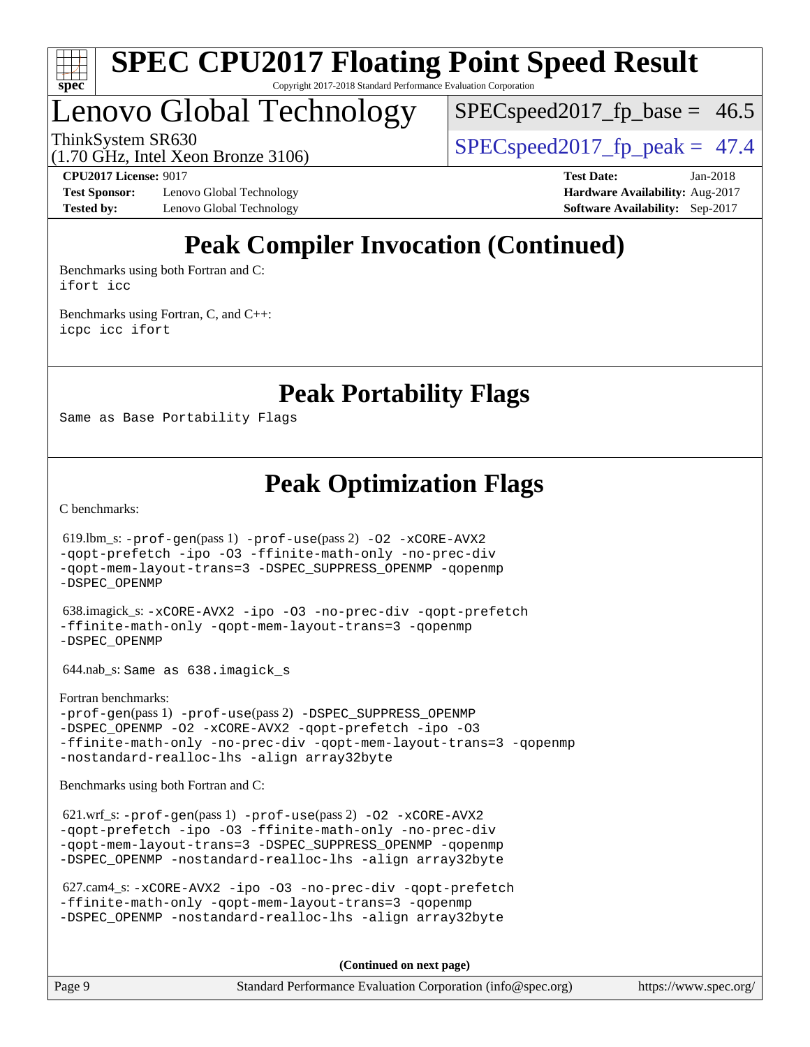# Peak Compiler Invocation (Continued)

Benchmarks using both Fortran and C:
ifort icc

Benchmarks using Fortran, C, and C++:
icpc icc ifort

# Peak Portability Flags

Same as Base Portability Flags

# Peak Optimization Flags

C benchmarks:

619.lbm_s: -prof-gen(pass 1) -prof-use(pass 2) -O2 -xCORE-AVX2 -qopt-prefetch -ipo -O3 -ffinite-math-only -no-prec-div -qopt-mem-layout-trans=3 -DSPEC_SUPPRESS_OPENMP -qopenmp -DSPEC_OPENMP

638.imagick_s: -xCORE-AVX2 -ipo -O3 -no-prec-div -qopt-prefetch -ffinite-math-only -qopt-mem-layout-trans=3 -qopenmp -DSPEC_OPENMP

644.nab_s: Same as 638.imagick_s

Fortran benchmarks:
-prof-gen(pass 1) -prof-use(pass 2) -DSPEC_SUPPRESS_OPENMP -DSPEC_OPENMP -O2 -xCORE-AVX2 -qopt-prefetch -ipo -O3 -ffinite-math-only -no-prec-div -qopt-mem-layout-trans=3 -qopenmp -nostandard-realloc-lhs -align array32byte

Benchmarks using both Fortran and C:

621.wrf_s: -prof-gen(pass 1) -prof-use(pass 2) -O2 -xCORE-AVX2 -qopt-prefetch -ipo -O3 -ffinite-math-only -no-prec-div -qopt-mem-layout-trans=3 -DSPEC_SUPPRESS_OPENMP -qopenmp -DSPEC_OPENMP -nostandard-realloc-lhs -align array32byte

627.cam4_s: -xCORE-AVX2 -ipo -O3 -no-prec-div -qopt-prefetch -ffinite-math-only -qopt-mem-layout-trans=3 -qopenmp -DSPEC_OPENMP -nostandard-realloc-lhs -align array32byte

(Continued on next page)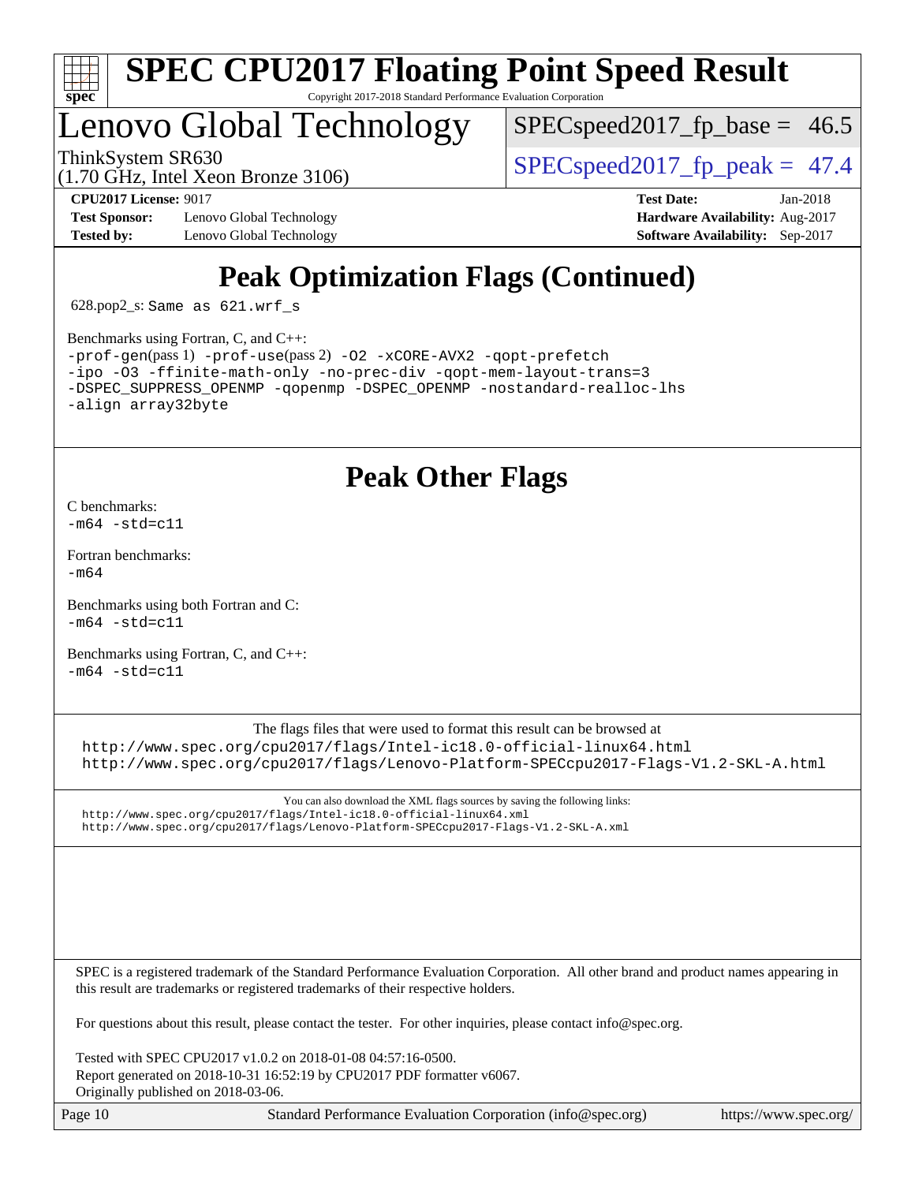# SPEC CPU2017 Floating Point Speed Result

Copyright 2017-2018 Standard Performance Evaluation Corporation

## Lenovo Global Technology

ThinkSystem SR630
(1.70 GHz, Intel Xeon Bronze 3106)

SPECspeed2017_fp_base = 46.5

SPECspeed2017_fp_peak = 47.4

**CPU2017 License:** 9017
**Test Sponsor:** Lenovo Global Technology
**Tested by:** Lenovo Global Technology

**Test Date:** Jan-2018
**Hardware Availability:** Aug-2017
**Software Availability:** Sep-2017

## Peak Optimization Flags (Continued)

628.pop2_s: Same as 621.wrf_s

Benchmarks using Fortran, C, and C++:
-prof-gen(pass 1) -prof-use(pass 2) -O2 -xCORE-AVX2 -qopt-prefetch
-ipo -O3 -ffinite-math-only -no-prec-div -qopt-mem-layout-trans=3
-DSPEC_SUPPRESS_OPENMP -qopenmp -DSPEC_OPENMP -nostandard-realloc-lhs
-align array32byte

## Peak Other Flags

C benchmarks:
-m64 -std=c11

Fortran benchmarks:
-m64

Benchmarks using both Fortran and C:
-m64 -std=c11

Benchmarks using Fortran, C, and C++:
-m64 -std=c11

The flags files that were used to format this result can be browsed at
http://www.spec.org/cpu2017/flags/Intel-ic18.0-official-linux64.html
http://www.spec.org/cpu2017/flags/Lenovo-Platform-SPECcpu2017-Flags-V1.2-SKL-A.html

You can also download the XML flags sources by saving the following links:
http://www.spec.org/cpu2017/flags/Intel-ic18.0-official-linux64.xml
http://www.spec.org/cpu2017/flags/Lenovo-Platform-SPECcpu2017-Flags-V1.2-SKL-A.xml

SPEC is a registered trademark of the Standard Performance Evaluation Corporation. All other brand and product names appearing in this result are trademarks or registered trademarks of their respective holders.

For questions about this result, please contact the tester. For other inquiries, please contact info@spec.org.

Tested with SPEC CPU2017 v1.0.2 on 2018-01-08 04:57:16-0500.
Report generated on 2018-10-31 16:52:19 by CPU2017 PDF formatter v6067.
Originally published on 2018-03-06.